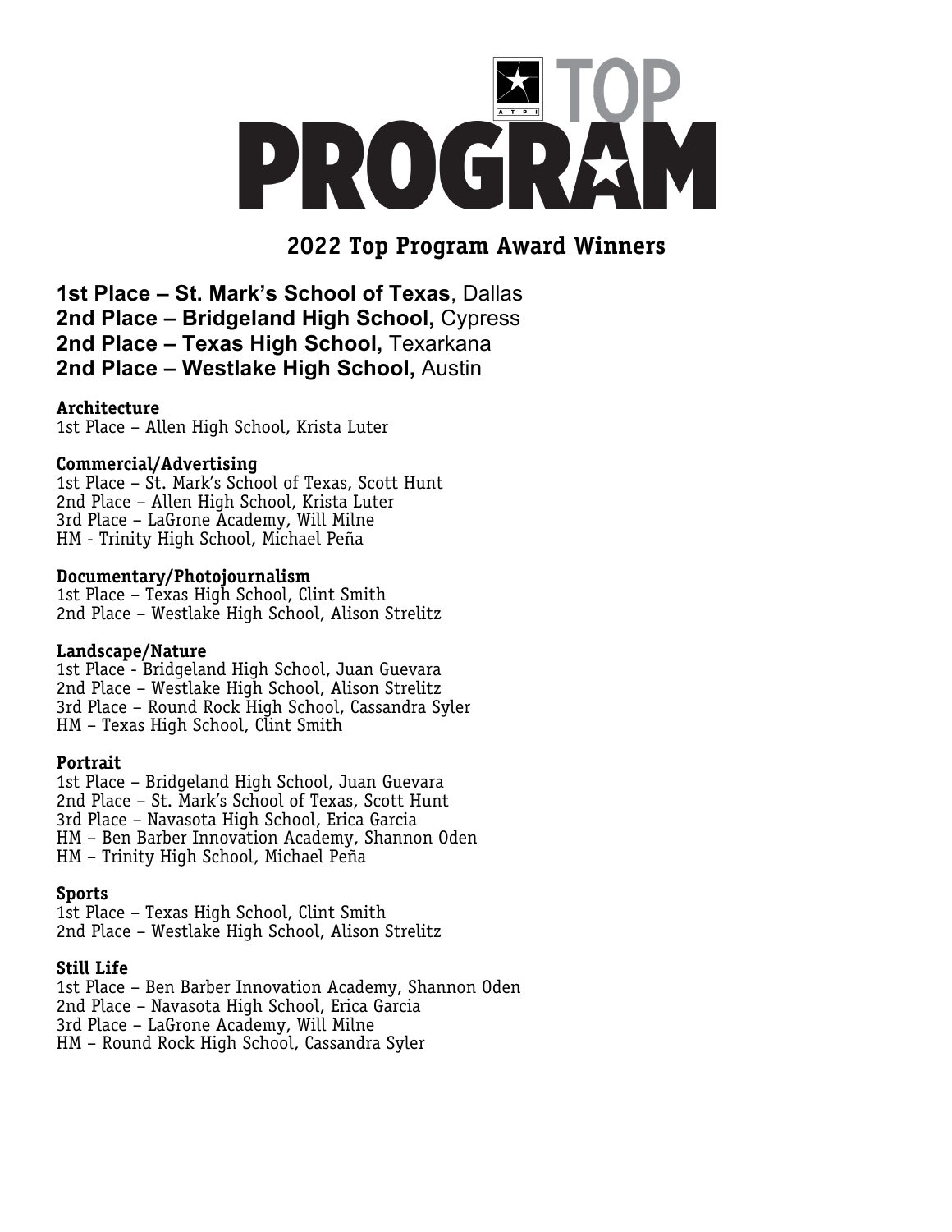# TOP PROGRAM

## 2022 Top Program Award Winners

**1st Place – St. Mark's School of Texas**, Dallas
**2nd Place – Bridgeland High School,** Cypress
**2nd Place – Texas High School,** Texarkana
**2nd Place – Westlake High School,** Austin

**Architecture**
1st Place – Allen High School, Krista Luter

**Commercial/Advertising**
1st Place – St. Mark's School of Texas, Scott Hunt
2nd Place – Allen High School, Krista Luter
3rd Place – LaGrone Academy, Will Milne
HM - Trinity High School, Michael Peña

**Documentary/Photojournalism**
1st Place – Texas High School, Clint Smith
2nd Place – Westlake High School, Alison Strelitz

**Landscape/Nature**
1st Place - Bridgeland High School, Juan Guevara
2nd Place – Westlake High School, Alison Strelitz
3rd Place – Round Rock High School, Cassandra Syler
HM – Texas High School, Clint Smith

**Portrait**
1st Place – Bridgeland High School, Juan Guevara
2nd Place – St. Mark's School of Texas, Scott Hunt
3rd Place – Navasota High School, Erica Garcia
HM – Ben Barber Innovation Academy, Shannon Oden
HM – Trinity High School, Michael Peña

**Sports**
1st Place – Texas High School, Clint Smith
2nd Place – Westlake High School, Alison Strelitz

**Still Life**
1st Place – Ben Barber Innovation Academy, Shannon Oden
2nd Place – Navasota High School, Erica Garcia
3rd Place – LaGrone Academy, Will Milne
HM – Round Rock High School, Cassandra Syler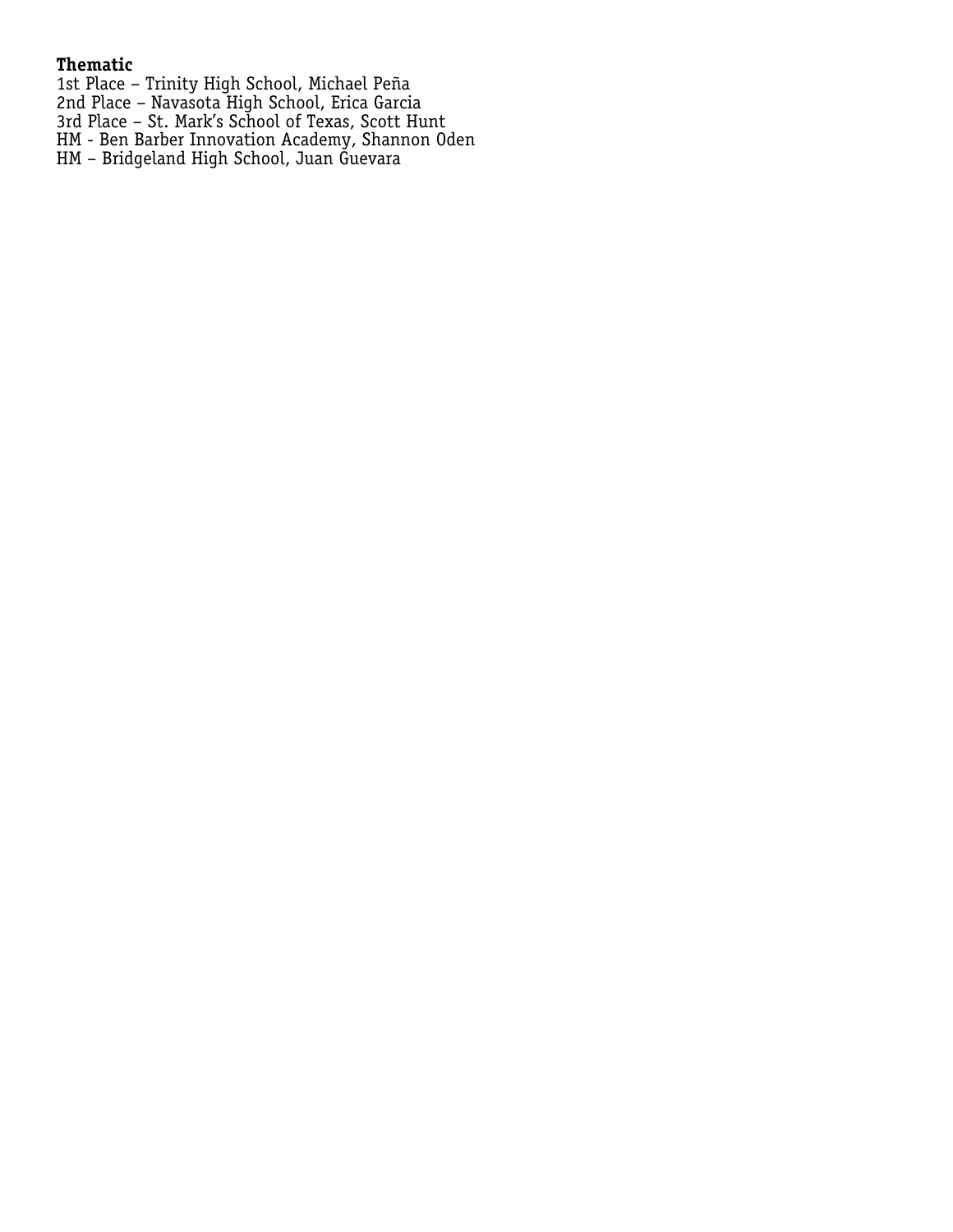**Thematic**

1st Place – Trinity High School, Michael Peña
2nd Place – Navasota High School, Erica Garcia
3rd Place – St. Mark's School of Texas, Scott Hunt
HM - Ben Barber Innovation Academy, Shannon Oden
HM – Bridgeland High School, Juan Guevara